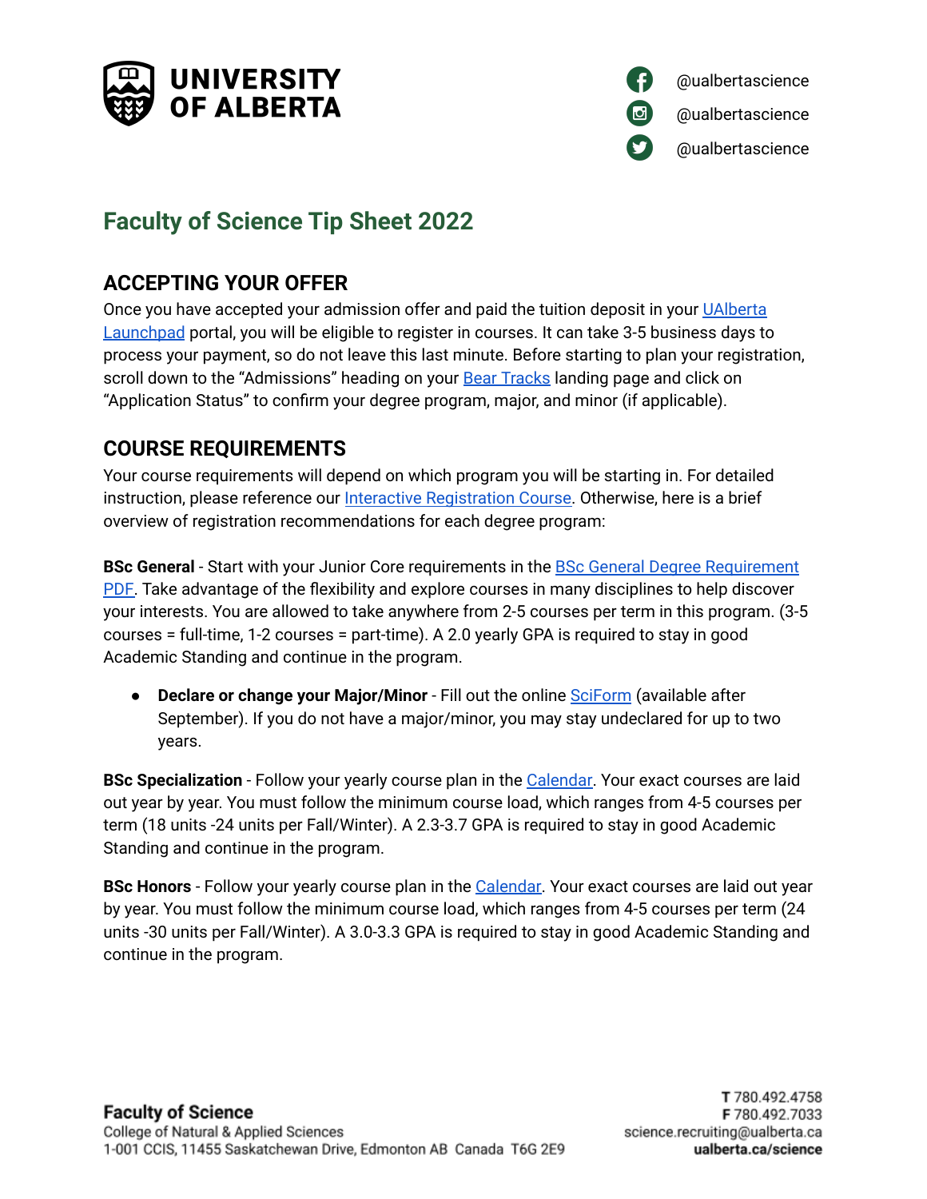UNIVERSITY OF ALBERTA

@ualbertascience
@ualbertascience
@ualbertascience

# Faculty of Science Tip Sheet 2022

## ACCEPTING YOUR OFFER

Once you have accepted your admission offer and paid the tuition deposit in your UAlberta Launchpad portal, you will be eligible to register in courses. It can take 3-5 business days to process your payment, so do not leave this last minute. Before starting to plan your registration, scroll down to the "Admissions" heading on your Bear Tracks landing page and click on "Application Status" to confirm your degree program, major, and minor (if applicable).

## COURSE REQUIREMENTS

Your course requirements will depend on which program you will be starting in. For detailed instruction, please reference our Interactive Registration Course. Otherwise, here is a brief overview of registration recommendations for each degree program:

**BSc General** - Start with your Junior Core requirements in the BSc General Degree Requirement PDF. Take advantage of the flexibility and explore courses in many disciplines to help discover your interests. You are allowed to take anywhere from 2-5 courses per term in this program. (3-5 courses = full-time, 1-2 courses = part-time). A 2.0 yearly GPA is required to stay in good Academic Standing and continue in the program.

- **Declare or change your Major/Minor** - Fill out the online SciForm (available after September). If you do not have a major/minor, you may stay undeclared for up to two years.

**BSc Specialization** - Follow your yearly course plan in the Calendar. Your exact courses are laid out year by year. You must follow the minimum course load, which ranges from 4-5 courses per term (18 units -24 units per Fall/Winter). A 2.3-3.7 GPA is required to stay in good Academic Standing and continue in the program.

**BSc Honors** - Follow your yearly course plan in the Calendar. Your exact courses are laid out year by year. You must follow the minimum course load, which ranges from 4-5 courses per term (24 units -30 units per Fall/Winter). A 3.0-3.3 GPA is required to stay in good Academic Standing and continue in the program.

**Faculty of Science**
College of Natural & Applied Sciences
1-001 CCIS, 11455 Saskatchewan Drive, Edmonton AB Canada T6G 2E9

**T** 780.492.4758
**F** 780.492.7033
science.recruiting@ualberta.ca
**ualberta.ca/science**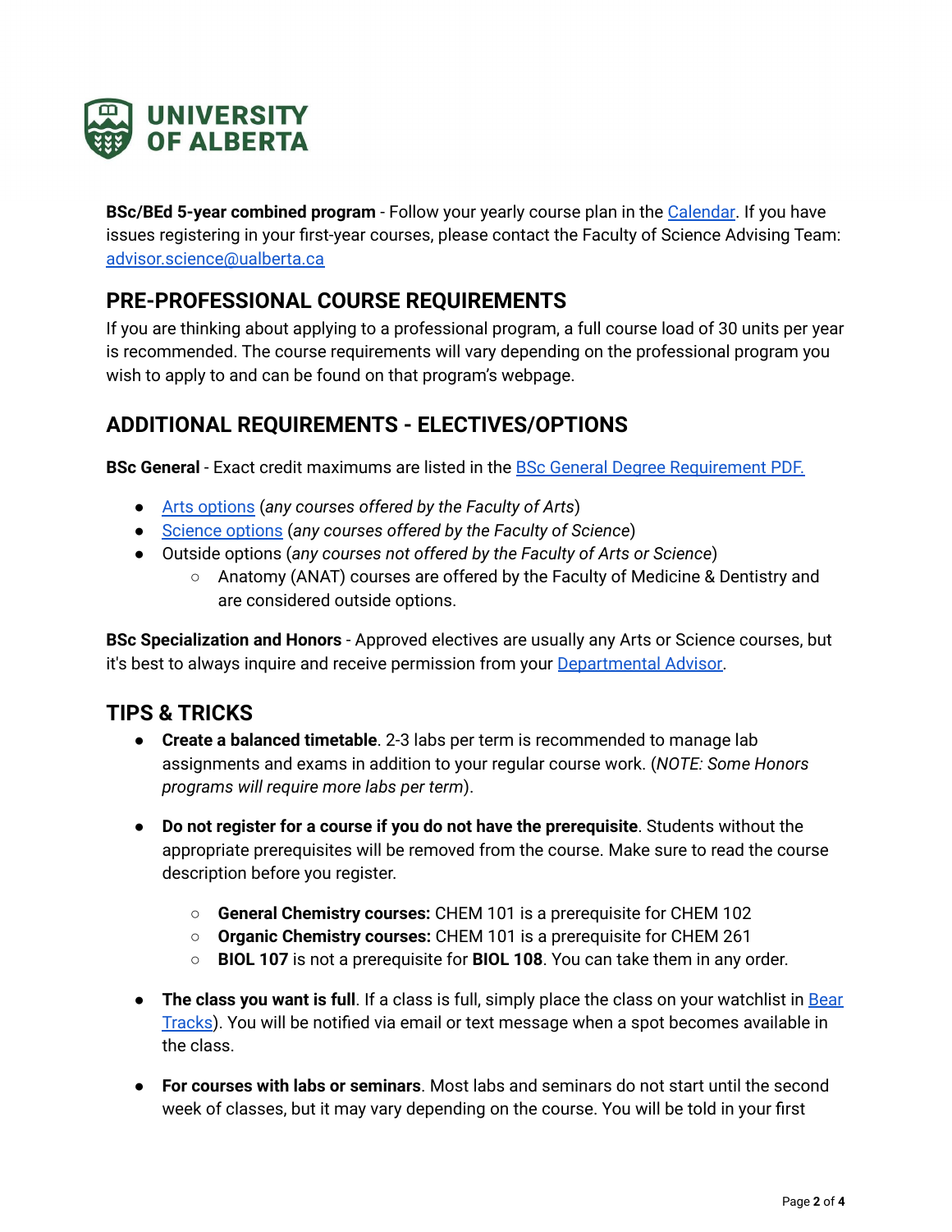**BSc/BEd 5-year combined program** - Follow your yearly course plan in the [Calendar](). If you have issues registering in your first-year courses, please contact the Faculty of Science Advising Team: [advisor.science@ualberta.ca](mailto:advisor.science@ualberta.ca)

## PRE-PROFESSIONAL COURSE REQUIREMENTS

If you are thinking about applying to a professional program, a full course load of 30 units per year is recommended. The course requirements will vary depending on the professional program you wish to apply to and can be found on that program's webpage.

## ADDITIONAL REQUIREMENTS - ELECTIVES/OPTIONS

**BSc General** - Exact credit maximums are listed in the [BSc General Degree Requirement PDF.]()

- [Arts options]() (*any courses offered by the Faculty of Arts*)
- [Science options]() (*any courses offered by the Faculty of Science*)
- Outside options (*any courses not offered by the Faculty of Arts or Science*)
  - Anatomy (ANAT) courses are offered by the Faculty of Medicine & Dentistry and are considered outside options.

**BSc Specialization and Honors** - Approved electives are usually any Arts or Science courses, but it's best to always inquire and receive permission from your [Departmental Advisor]().

## TIPS & TRICKS

- **Create a balanced timetable**. 2-3 labs per term is recommended to manage lab assignments and exams in addition to your regular course work. (*NOTE: Some Honors programs will require more labs per term*).

- **Do not register for a course if you do not have the prerequisite**. Students without the appropriate prerequisites will be removed from the course. Make sure to read the course description before you register.

  - **General Chemistry courses:** CHEM 101 is a prerequisite for CHEM 102
  - **Organic Chemistry courses:** CHEM 101 is a prerequisite for CHEM 261
  - **BIOL 107** is not a prerequisite for **BIOL 108**. You can take them in any order.

- **The class you want is full**. If a class is full, simply place the class on your watchlist in [Bear Tracks]()). You will be notified via email or text message when a spot becomes available in the class.

- **For courses with labs or seminars**. Most labs and seminars do not start until the second week of classes, but it may vary depending on the course. You will be told in your first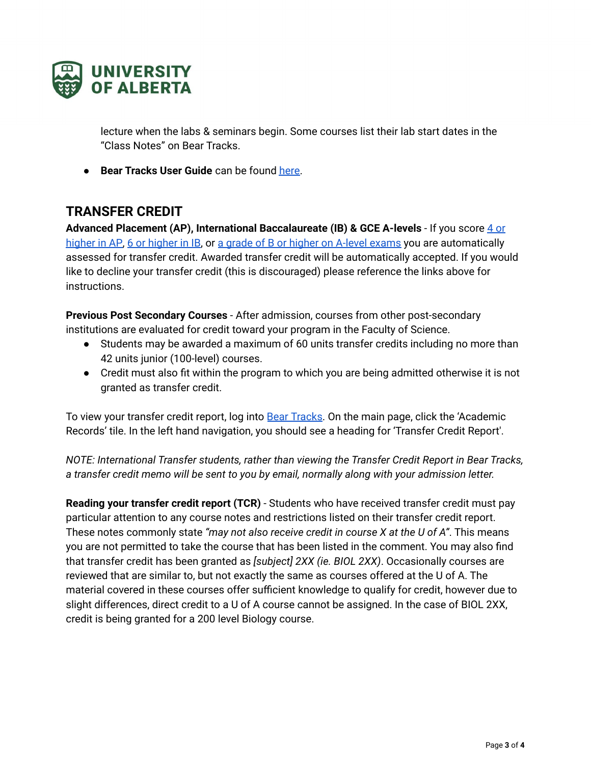lecture when the labs & seminars begin. Some courses list their lab start dates in the "Class Notes" on Bear Tracks.

- **Bear Tracks User Guide** can be found here.

## TRANSFER CREDIT

**Advanced Placement (AP), International Baccalaureate (IB) & GCE A-levels** - If you score 4 or higher in AP, 6 or higher in IB, or a grade of B or higher on A-level exams you are automatically assessed for transfer credit. Awarded transfer credit will be automatically accepted. If you would like to decline your transfer credit (this is discouraged) please reference the links above for instructions.

**Previous Post Secondary Courses** - After admission, courses from other post-secondary institutions are evaluated for credit toward your program in the Faculty of Science.

- Students may be awarded a maximum of 60 units transfer credits including no more than 42 units junior (100-level) courses.
- Credit must also fit within the program to which you are being admitted otherwise it is not granted as transfer credit.

To view your transfer credit report, log into Bear Tracks. On the main page, click the 'Academic Records' tile. In the left hand navigation, you should see a heading for 'Transfer Credit Report'.

*NOTE: International Transfer students, rather than viewing the Transfer Credit Report in Bear Tracks, a transfer credit memo will be sent to you by email, normally along with your admission letter.*

**Reading your transfer credit report (TCR)** - Students who have received transfer credit must pay particular attention to any course notes and restrictions listed on their transfer credit report. These notes commonly state *"may not also receive credit in course X at the U of A"*. This means you are not permitted to take the course that has been listed in the comment. You may also find that transfer credit has been granted as *[subject] 2XX (ie. BIOL 2XX)*. Occasionally courses are reviewed that are similar to, but not exactly the same as courses offered at the U of A. The material covered in these courses offer sufficient knowledge to qualify for credit, however due to slight differences, direct credit to a U of A course cannot be assigned. In the case of BIOL 2XX, credit is being granted for a 200 level Biology course.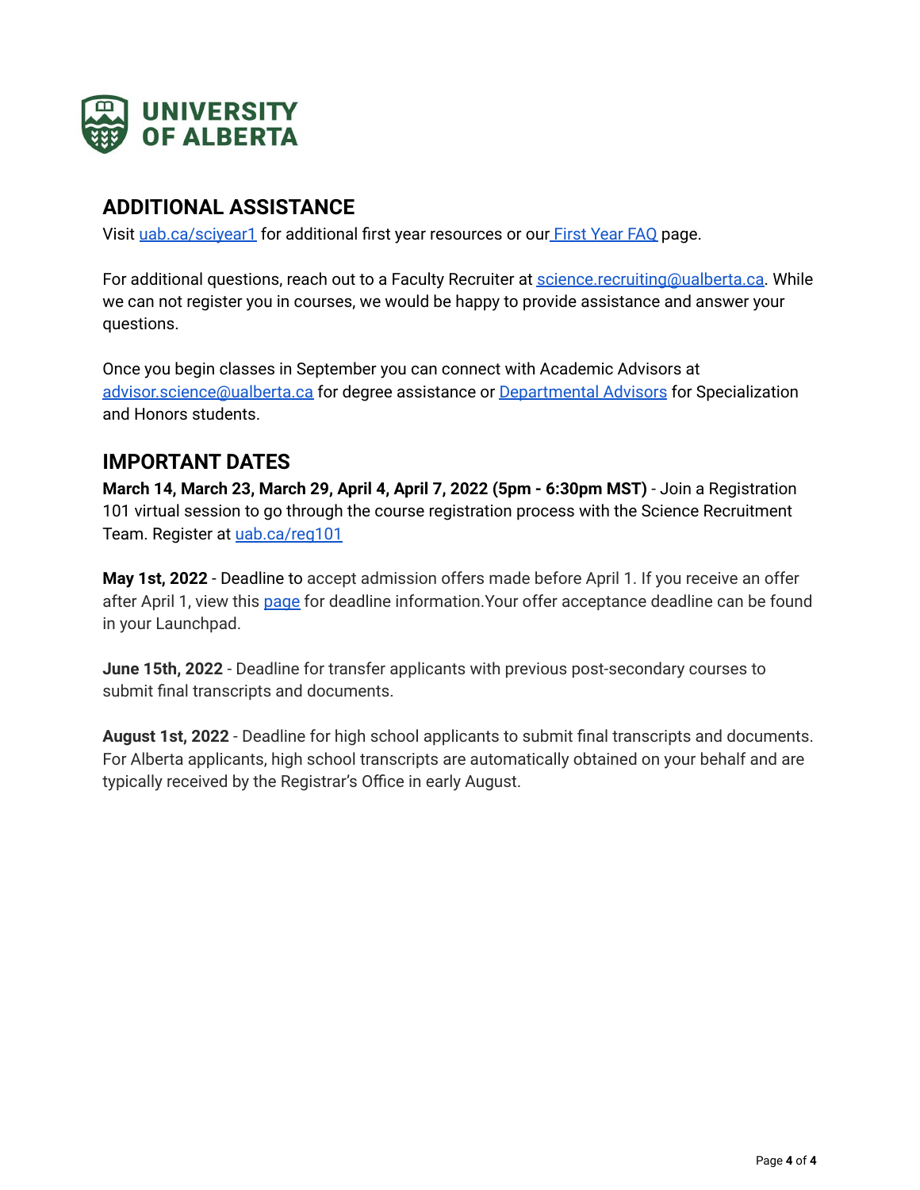UNIVERSITY OF ALBERTA

## ADDITIONAL ASSISTANCE

Visit uab.ca/sciyear1 for additional first year resources or our First Year FAQ page.

For additional questions, reach out to a Faculty Recruiter at science.recruiting@ualberta.ca. While we can not register you in courses, we would be happy to provide assistance and answer your questions.

Once you begin classes in September you can connect with Academic Advisors at advisor.science@ualberta.ca for degree assistance or Departmental Advisors for Specialization and Honors students.

## IMPORTANT DATES

**March 14, March 23, March 29, April 4, April 7, 2022 (5pm - 6:30pm MST)** - Join a Registration 101 virtual session to go through the course registration process with the Science Recruitment Team. Register at uab.ca/reg101

**May 1st, 2022** - Deadline to accept admission offers made before April 1. If you receive an offer after April 1, view this page for deadline information.Your offer acceptance deadline can be found in your Launchpad.

**June 15th, 2022** - Deadline for transfer applicants with previous post-secondary courses to submit final transcripts and documents.

**August 1st, 2022** - Deadline for high school applicants to submit final transcripts and documents. For Alberta applicants, high school transcripts are automatically obtained on your behalf and are typically received by the Registrar's Office in early August.